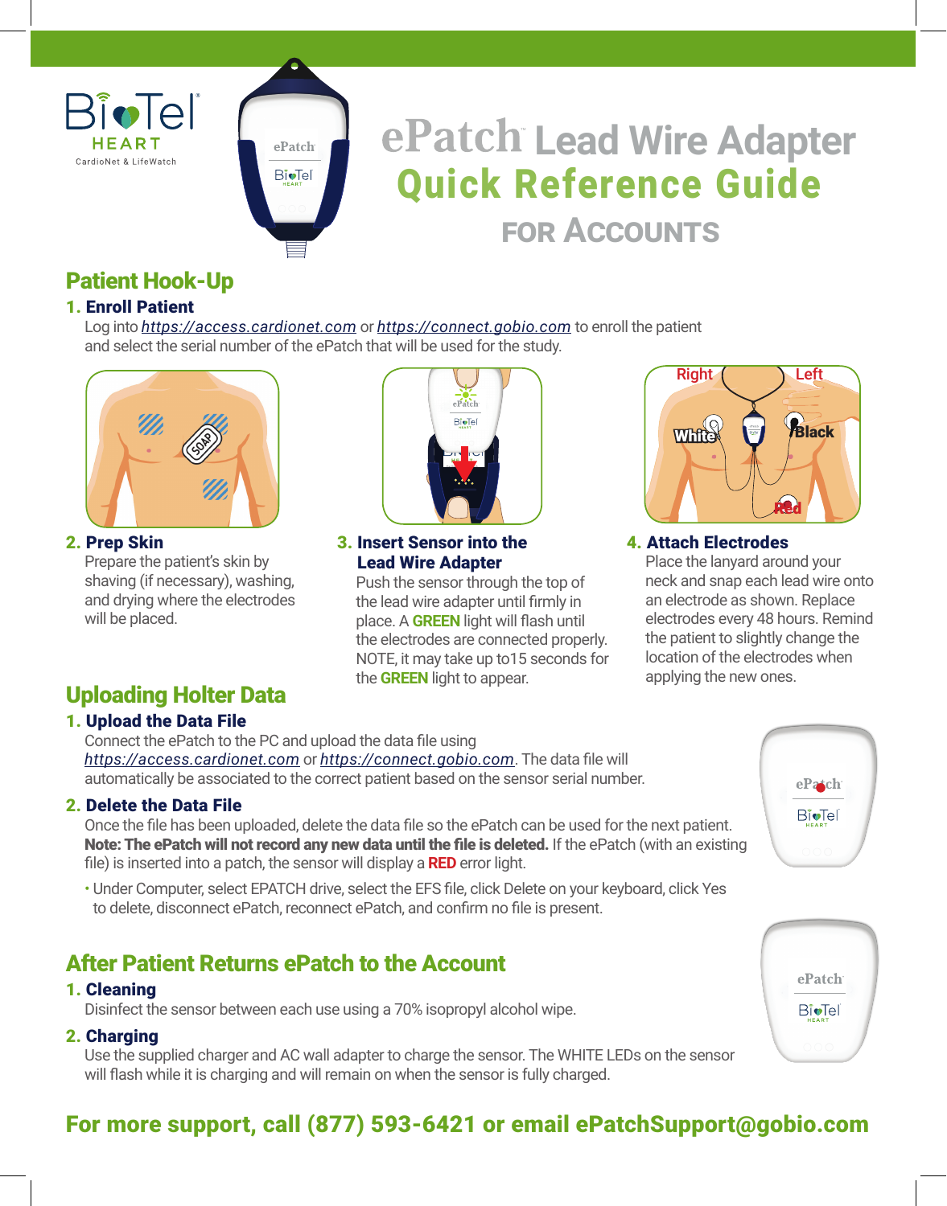# ePatch™ Lead Wire Adapter Quick Reference Guide FOR ACCOUNTS

## Patient Hook-Up

### 1. Enroll Patient

Log into https://access.cardionet.com or https://connect.gobio.com to enroll the patient and select the serial number of the ePatch that will be used for the study.

### 2. Prep Skin

Prepare the patient's skin by shaving (if necessary), washing, and drying where the electrodes will be placed.

### 3. Insert Sensor into the Lead Wire Adapter

Push the sensor through the top of the lead wire adapter until firmly in place. A **GREEN** light will flash until the electrodes are connected properly. NOTE, it may take up to15 seconds for the **GREEN** light to appear.

### 4. Attach Electrodes

Place the lanyard around your neck and snap each lead wire onto an electrode as shown. Replace electrodes every 48 hours. Remind the patient to slightly change the location of the electrodes when applying the new ones.

## Uploading Holter Data

### 1. Upload the Data File

Connect the ePatch to the PC and upload the data file using https://access.cardionet.com or https://connect.gobio.com. The data file will automatically be associated to the correct patient based on the sensor serial number.

### 2. Delete the Data File

Once the file has been uploaded, delete the data file so the ePatch can be used for the next patient. **Note: The ePatch will not record any new data until the file is deleted.** If the ePatch (with an existing file) is inserted into a patch, the sensor will display a **RED** error light.

- Under Computer, select EPATCH drive, select the EFS file, click Delete on your keyboard, click Yes to delete, disconnect ePatch, reconnect ePatch, and confirm no file is present.

## After Patient Returns ePatch to the Account

### 1. Cleaning

Disinfect the sensor between each use using a 70% isopropyl alcohol wipe.

### 2. Charging

Use the supplied charger and AC wall adapter to charge the sensor. The WHITE LEDs on the sensor will flash while it is charging and will remain on when the sensor is fully charged.

**For more support, call (877) 593-6421 or email ePatchSupport@gobio.com**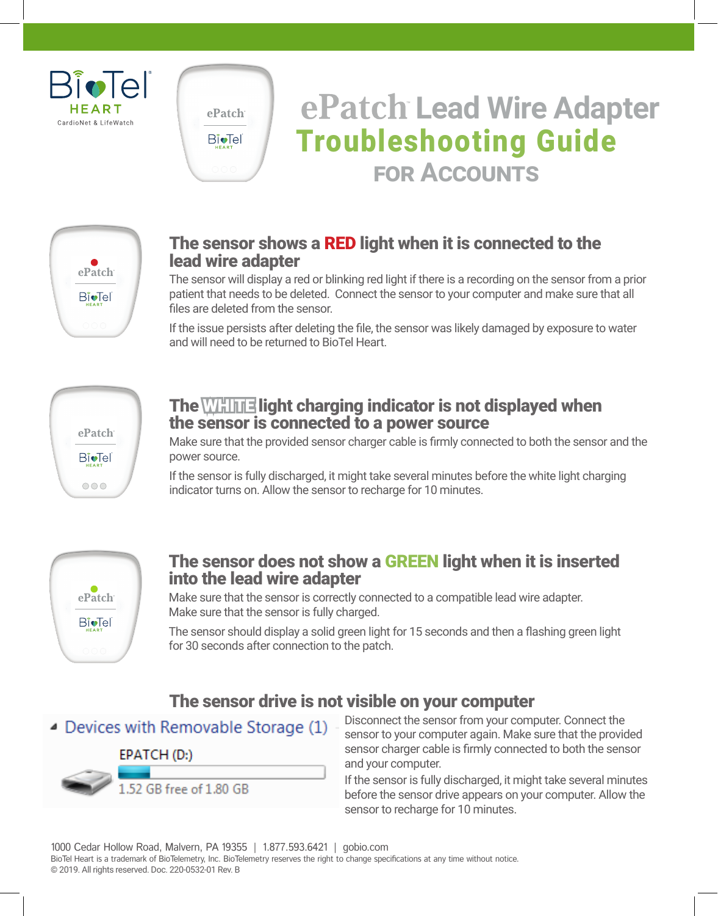# ePatch™ Lead Wire Adapter Troubleshooting Guide

## FOR ACCOUNTS

### The sensor shows a RED light when it is connected to the lead wire adapter

The sensor will display a red or blinking red light if there is a recording on the sensor from a prior patient that needs to be deleted. Connect the sensor to your computer and make sure that all files are deleted from the sensor.

If the issue persists after deleting the file, the sensor was likely damaged by exposure to water and will need to be returned to BioTel Heart.

### The WHITE light charging indicator is not displayed when the sensor is connected to a power source

Make sure that the provided sensor charger cable is firmly connected to both the sensor and the power source.

If the sensor is fully discharged, it might take several minutes before the white light charging indicator turns on. Allow the sensor to recharge for 10 minutes.

### The sensor does not show a GREEN light when it is inserted into the lead wire adapter

Make sure that the sensor is correctly connected to a compatible lead wire adapter.
Make sure that the sensor is fully charged.

The sensor should display a solid green light for 15 seconds and then a flashing green light for 30 seconds after connection to the patch.

### The sensor drive is not visible on your computer

Devices with Removable Storage (1)

EPATCH (D:)

1.52 GB free of 1.80 GB

Disconnect the sensor from your computer. Connect the sensor to your computer again. Make sure that the provided sensor charger cable is firmly connected to both the sensor and your computer.

If the sensor is fully discharged, it might take several minutes before the sensor drive appears on your computer. Allow the sensor to recharge for 10 minutes.

1000 Cedar Hollow Road, Malvern, PA 19355 | 1.877.593.6421 | gobio.com

BioTel Heart is a trademark of BioTelemetry, Inc. BioTelemetry reserves the right to change specifications at any time without notice.

© 2019. All rights reserved. Doc. 220-0532-01 Rev. B